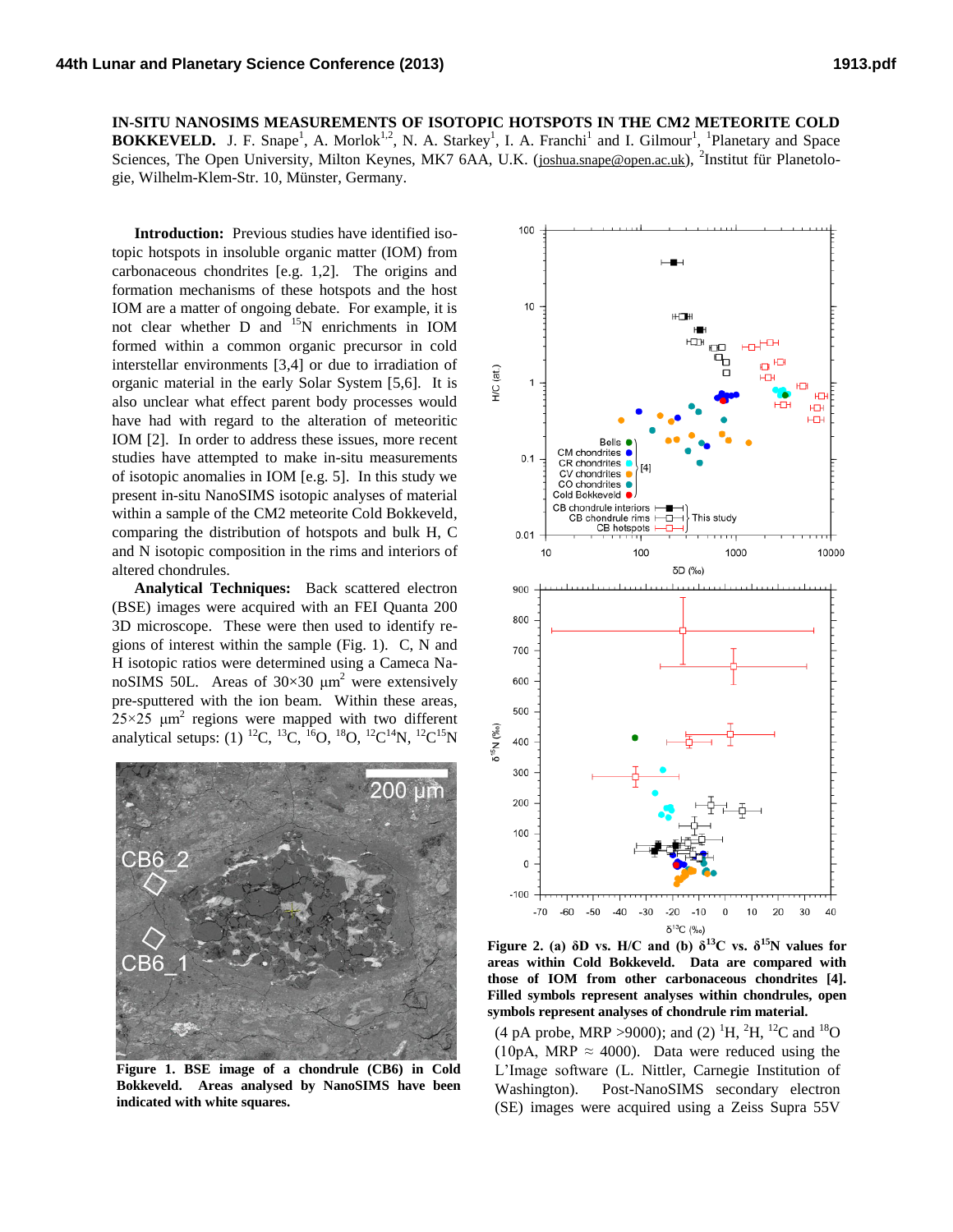**IN-SITU NANOSIMS MEASUREMENTS OF ISOTOPIC HOTSPOTS IN THE CM2 METEORITE COLD BOKKEVELD.** J. F. Snape[1], A. Morlok[1,2], N. A. Starkey[1], I. A. Franchi[1] and I. Gilmour[1], [1]Planetary and Space Sciences, The Open University, Milton Keynes, MK7 6AA, U.K. (joshua.snape@open.ac.uk), [2]Institut für Planetologie, Wilhelm-Klem-Str. 10, Münster, Germany.

**Introduction:** Previous studies have identified isotopic hotspots in insoluble organic matter (IOM) from carbonaceous chondrites [e.g. 1,2]. The origins and formation mechanisms of these hotspots and the host IOM are a matter of ongoing debate. For example, it is not clear whether D and $^{15}N$ enrichments in IOM formed within a common organic precursor in cold interstellar environments [3,4] or due to irradiation of organic material in the early Solar System [5,6]. It is also unclear what effect parent body processes would have had with regard to the alteration of meteoritic IOM [2]. In order to address these issues, more recent studies have attempted to make in-situ measurements of isotopic anomalies in IOM [e.g. 5]. In this study we present in-situ NanoSIMS isotopic analyses of material within a sample of the CM2 meteorite Cold Bokkeveld, comparing the distribution of hotspots and bulk H, C and N isotopic composition in the rims and interiors of altered chondrules.

**Analytical Techniques:** Back scattered electron (BSE) images were acquired with an FEI Quanta 200 3D microscope. These were then used to identify regions of interest within the sample (Fig. 1). C, N and H isotopic ratios were determined using a Cameca NanoSIMS 50L. Areas of 30×30 μm$^2$ were extensively pre-sputtered with the ion beam. Within these areas, 25×25 μm$^2$ regions were mapped with two different analytical setups: (1) $^{12}C$, $^{13}C$, $^{16}O$, $^{18}O$, $^{12}C^{14}N$, $^{12}C^{15}N$ (4 pA probe, MRP >9000); and (2) $^{1}H$, $^{2}H$, $^{12}C$ and $^{18}O$ (10pA, MRP ≈ 4000). Data were reduced using the L'Image software (L. Nittler, Carnegie Institution of Washington). Post-NanoSIMS secondary electron (SE) images were acquired using a Zeiss Supra 55V

**Figure 1. BSE image of a chondrule (CB6) in Cold Bokkeveld. Areas analysed by NanoSIMS have been indicated with white squares.**

**Figure 2. (a) δD vs. H/C and (b) δ$^{13}$C vs. δ$^{15}$N values for areas within Cold Bokkeveld. Data are compared with those of IOM from other carbonaceous chondrites [4]. Filled symbols represent analyses within chondrules, open symbols represent analyses of chondrule rim material.**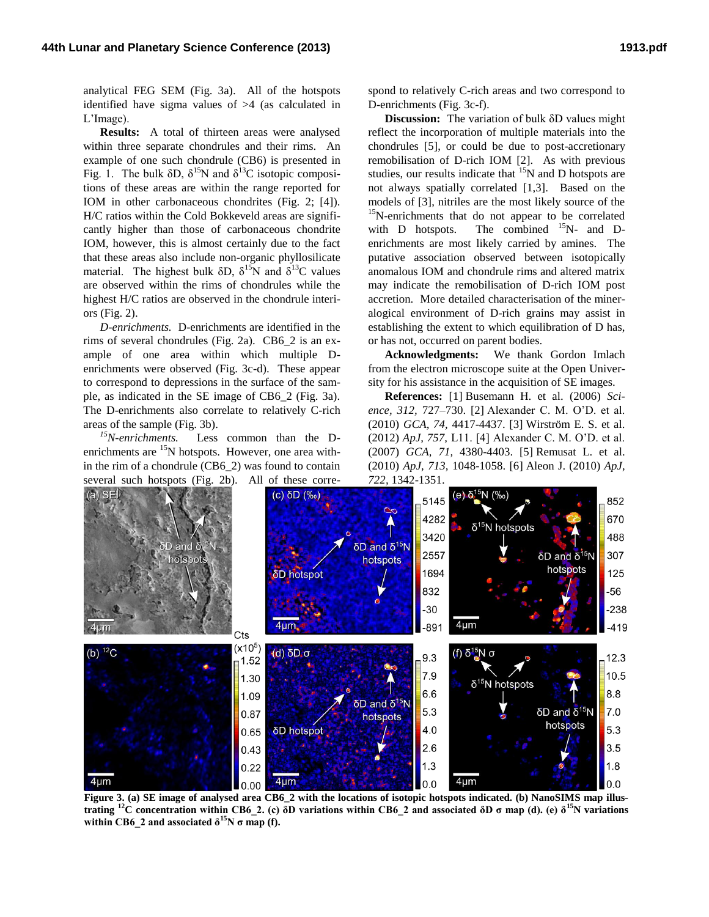analytical FEG SEM (Fig. 3a). All of the hotspots identified have sigma values of >4 (as calculated in L'Image).

**Results:** A total of thirteen areas were analysed within three separate chondrules and their rims. An example of one such chondrule (CB6) is presented in Fig. 1. The bulk δD, $\delta^{15}$N and $\delta^{13}$C isotopic compositions of these areas are within the range reported for IOM in other carbonaceous chondrites (Fig. 2; [4]). H/C ratios within the Cold Bokkeveld areas are significantly higher than those of carbonaceous chondrite IOM, however, this is almost certainly due to the fact that these areas also include non-organic phyllosilicate material. The highest bulk δD, $\delta^{15}$N and $\delta^{13}$C values are observed within the rims of chondrules while the highest H/C ratios are observed in the chondrule interiors (Fig. 2).

*D-enrichments.* D-enrichments are identified in the rims of several chondrules (Fig. 2a). CB6_2 is an example of one area within which multiple D-enrichments were observed (Fig. 3c-d). These appear to correspond to depressions in the surface of the sample, as indicated in the SE image of CB6_2 (Fig. 3a). The D-enrichments also correlate to relatively C-rich areas of the sample (Fig. 3b).

*$^{15}$N-enrichments.* Less common than the D-enrichments are $^{15}$N hotspots. However, one area within the rim of a chondrule (CB6_2) was found to contain several such hotspots (Fig. 2b). All of these correspond to relatively C-rich areas and two correspond to D-enrichments (Fig. 3c-f).

**Discussion:** The variation of bulk δD values might reflect the incorporation of multiple materials into the chondrules [5], or could be due to post-accretionary remobilisation of D-rich IOM [2]. As with previous studies, our results indicate that $^{15}$N and D hotspots are not always spatially correlated [1,3]. Based on the models of [3], nitriles are the most likely source of the $^{15}$N-enrichments that do not appear to be correlated with D hotspots. The combined $^{15}$N- and D-enrichments are most likely carried by amines. The putative association observed between isotopically anomalous IOM and chondrule rims and altered matrix may indicate the remobilisation of D-rich IOM post accretion. More detailed characterisation of the mineralogical environment of D-rich grains may assist in establishing the extent to which equilibration of D has, or has not, occurred on parent bodies.

**Acknowledgments:** We thank Gordon Imlach from the electron microscope suite at the Open University for his assistance in the acquisition of SE images.

**References:** [1] Busemann H. et al. (2006) *Science, 312,* 727–730. [2] Alexander C. M. O'D. et al. (2010) *GCA, 74,* 4417-4437. [3] Wirström E. S. et al. (2012) *ApJ, 757,* L11. [4] Alexander C. M. O'D. et al. (2007) *GCA, 71,* 4380-4403. [5] Remusat L. et al. (2010) *ApJ, 713,* 1048-1058. [6] Aleon J. (2010) *ApJ, 722,* 1342-1351.

(a) SEI
δD and $\delta^{15}$N hotspots
4μm

(b) $^{12}$C
4μm
Cts (x10$^5$)
1.52
1.30
1.09
0.87
0.65
0.43
0.22
0.00

(c) δD (‰)
δD and $\delta^{15}$N hotspots
δD hotspot
4μm
5145
4282
3420
2557
1694
832
-30
-891

(d) δD σ
δD and $\delta^{15}$N hotspots
δD hotspot
4μm
9.3
7.9
6.6
5.3
4.0
2.6
1.3
0.0

(e) $\delta^{15}$N (‰)
$\delta^{15}$N hotspots
δD and $\delta^{15}$N hotspots
4μm
852
670
488
307
125
-56
-238
-419

(f) $\delta^{15}$N σ
$\delta^{15}$N hotspots
δD and $\delta^{15}$N hotspots
4μm
12.3
10.5
8.8
7.0
5.3
3.5
1.8
0.0

**Figure 3. (a) SE image of analysed area CB6_2 with the locations of isotopic hotspots indicated. (b) NanoSIMS map illustrating $^{12}$C concentration within CB6_2. (c) δD variations within CB6_2 and associated δD σ map (d). (e) $\delta^{15}$N variations within CB6_2 and associated $\delta^{15}$N σ map (f).**